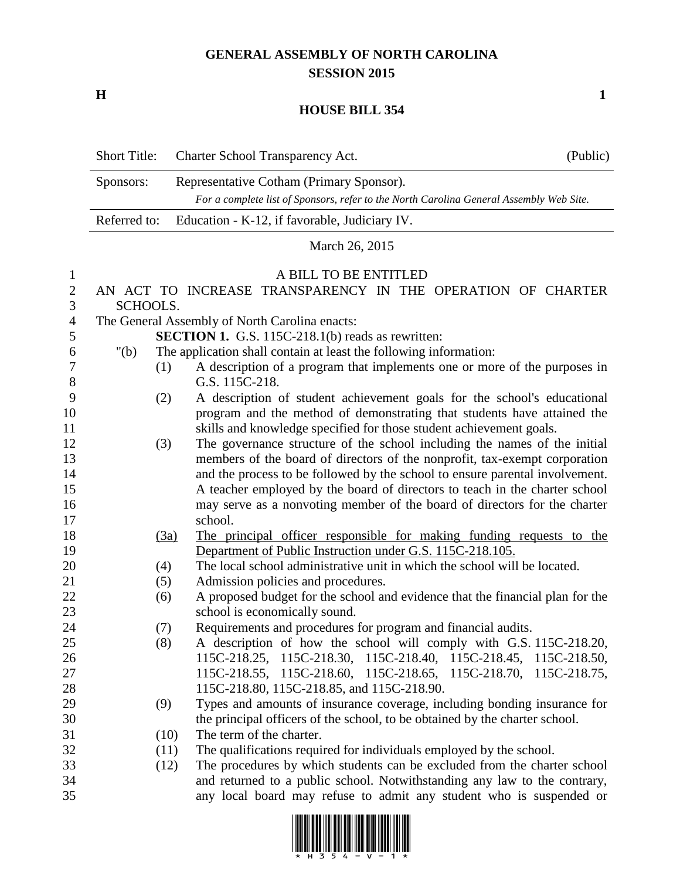# GENERAL ASSEMBLY OF NORTH CAROLINA
## SESSION 2015

**H** **1**

## HOUSE BILL 354

| Short Title: | Charter School Transparency Act. | (Public) |
|---|---|---|
| Sponsors: | Representative Cotham (Primary Sponsor). *For a complete list of Sponsors, refer to the North Carolina General Assembly Web Site.* | |
| Referred to: | Education - K-12, if favorable, Judiciary IV. | |

March 26, 2015

A BILL TO BE ENTITLED

AN ACT TO INCREASE TRANSPARENCY IN THE OPERATION OF CHARTER SCHOOLS.

The General Assembly of North Carolina enacts:

**SECTION 1.** G.S. 115C-218.1(b) reads as rewritten:

"(b) The application shall contain at least the following information:

(1) A description of a program that implements one or more of the purposes in G.S. 115C-218.

(2) A description of student achievement goals for the school's educational program and the method of demonstrating that students have attained the skills and knowledge specified for those student achievement goals.

(3) The governance structure of the school including the names of the initial members of the board of directors of the nonprofit, tax-exempt corporation and the process to be followed by the school to ensure parental involvement. A teacher employed by the board of directors to teach in the charter school may serve as a nonvoting member of the board of directors for the charter school.

<u>(3a) The principal officer responsible for making funding requests to the Department of Public Instruction under G.S. 115C-218.105.</u>

(4) The local school administrative unit in which the school will be located.

(5) Admission policies and procedures.

(6) A proposed budget for the school and evidence that the financial plan for the school is economically sound.

(7) Requirements and procedures for program and financial audits.

(8) A description of how the school will comply with G.S. 115C-218.20, 115C-218.25, 115C-218.30, 115C-218.40, 115C-218.45, 115C-218.50, 115C-218.55, 115C-218.60, 115C-218.65, 115C-218.70, 115C-218.75, 115C-218.80, 115C-218.85, and 115C-218.90.

(9) Types and amounts of insurance coverage, including bonding insurance for the principal officers of the school, to be obtained by the charter school.

(10) The term of the charter.

(11) The qualifications required for individuals employed by the school.

(12) The procedures by which students can be excluded from the charter school and returned to a public school. Notwithstanding any law to the contrary, any local board may refuse to admit any student who is suspended or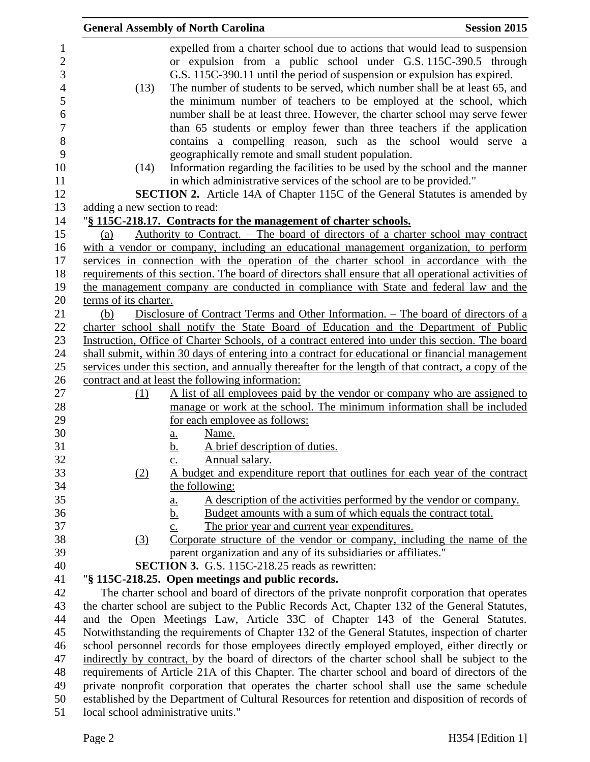expelled from a charter school due to actions that would lead to suspension or expulsion from a public school under G.S. 115C-390.5 through G.S. 115C-390.11 until the period of suspension or expulsion has expired.

(13) The number of students to be served, which number shall be at least 65, and the minimum number of teachers to be employed at the school, which number shall be at least three. However, the charter school may serve fewer than 65 students or employ fewer than three teachers if the application contains a compelling reason, such as the school would serve a geographically remote and small student population.

(14) Information regarding the facilities to be used by the school and the manner in which administrative services of the school are to be provided."

**SECTION 2.** Article 14A of Chapter 115C of the General Statutes is amended by adding a new section to read:

"**§ 115C-218.17. Contracts for the management of charter schools.**

(a) Authority to Contract. – The board of directors of a charter school may contract with a vendor or company, including an educational management organization, to perform services in connection with the operation of the charter school in accordance with the requirements of this section. The board of directors shall ensure that all operational activities of the management company are conducted in compliance with State and federal law and the terms of its charter.

(b) Disclosure of Contract Terms and Other Information. – The board of directors of a charter school shall notify the State Board of Education and the Department of Public Instruction, Office of Charter Schools, of a contract entered into under this section. The board shall submit, within 30 days of entering into a contract for educational or financial management services under this section, and annually thereafter for the length of that contract, a copy of the contract and at least the following information:

(1) A list of all employees paid by the vendor or company who are assigned to manage or work at the school. The minimum information shall be included for each employee as follows:
  a. Name.
  b. A brief description of duties.
  c. Annual salary.

(2) A budget and expenditure report that outlines for each year of the contract the following:
  a. A description of the activities performed by the vendor or company.
  b. Budget amounts with a sum of which equals the contract total.
  c. The prior year and current year expenditures.

(3) Corporate structure of the vendor or company, including the name of the parent organization and any of its subsidiaries or affiliates."

**SECTION 3.** G.S. 115C-218.25 reads as rewritten:

"**§ 115C-218.25. Open meetings and public records.**

The charter school and board of directors of the private nonprofit corporation that operates the charter school are subject to the Public Records Act, Chapter 132 of the General Statutes, and the Open Meetings Law, Article 33C of Chapter 143 of the General Statutes. Notwithstanding the requirements of Chapter 132 of the General Statutes, inspection of charter school personnel records for those employees ~~directly employed~~ employed, either directly or indirectly by contract, by the board of directors of the charter school shall be subject to the requirements of Article 21A of this Chapter. The charter school and board of directors of the private nonprofit corporation that operates the charter school shall use the same schedule established by the Department of Cultural Resources for retention and disposition of records of local school administrative units."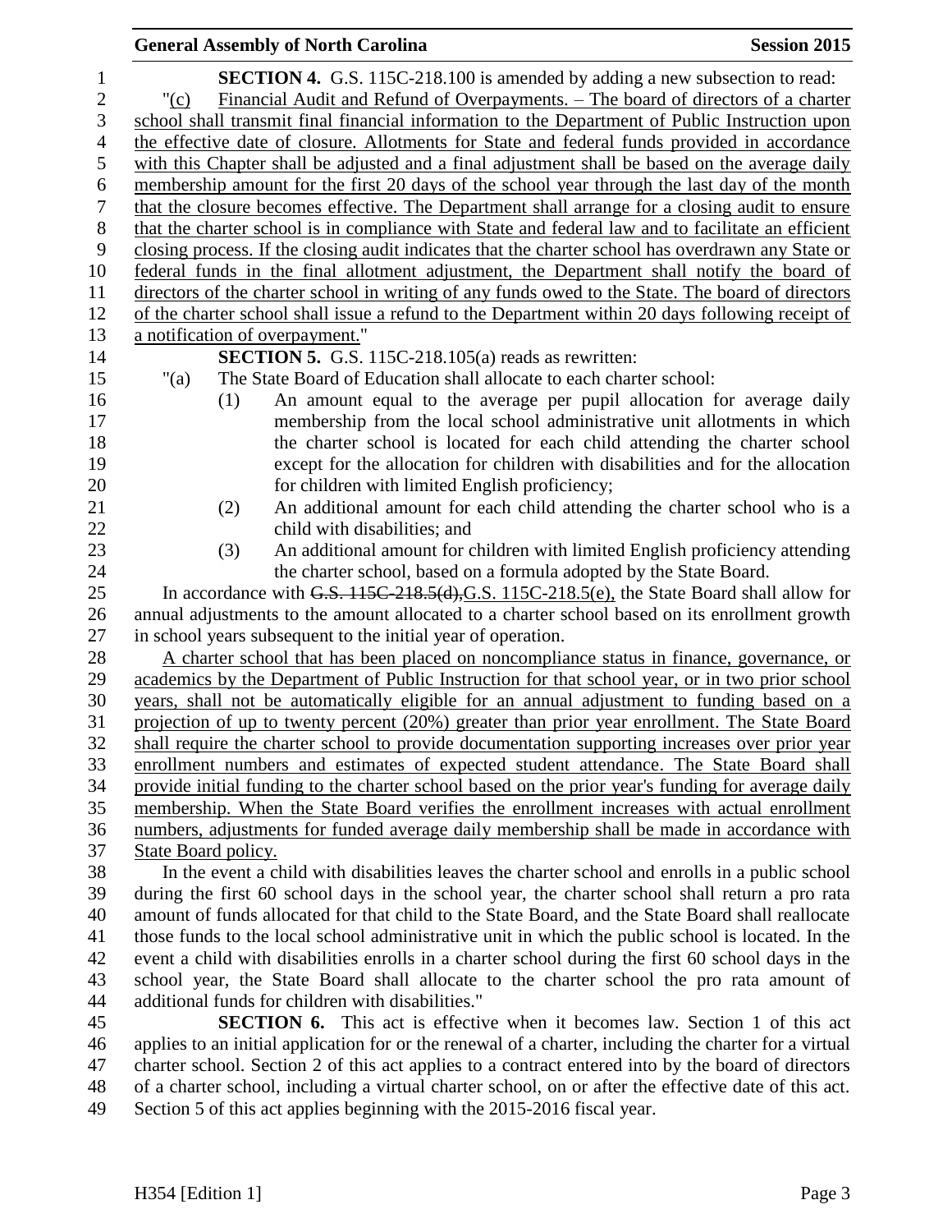**SECTION 4.** G.S. 115C-218.100 is amended by adding a new subsection to read:

"(c) Financial Audit and Refund of Overpayments. – The board of directors of a charter school shall transmit final financial information to the Department of Public Instruction upon the effective date of closure. Allotments for State and federal funds provided in accordance with this Chapter shall be adjusted and a final adjustment shall be based on the average daily membership amount for the first 20 days of the school year through the last day of the month that the closure becomes effective. The Department shall arrange for a closing audit to ensure that the charter school is in compliance with State and federal law and to facilitate an efficient closing process. If the closing audit indicates that the charter school has overdrawn any State or federal funds in the final allotment adjustment, the Department shall notify the board of directors of the charter school in writing of any funds owed to the State. The board of directors of the charter school shall issue a refund to the Department within 20 days following receipt of a notification of overpayment."

**SECTION 5.** G.S. 115C-218.105(a) reads as rewritten:

"(a) The State Board of Education shall allocate to each charter school:

(1) An amount equal to the average per pupil allocation for average daily membership from the local school administrative unit allotments in which the charter school is located for each child attending the charter school except for the allocation for children with disabilities and for the allocation for children with limited English proficiency;

(2) An additional amount for each child attending the charter school who is a child with disabilities; and

(3) An additional amount for children with limited English proficiency attending the charter school, based on a formula adopted by the State Board.

In accordance with ~~G.S. 115C-218.5(d),~~G.S. 115C-218.5(e), the State Board shall allow for annual adjustments to the amount allocated to a charter school based on its enrollment growth in school years subsequent to the initial year of operation.

A charter school that has been placed on noncompliance status in finance, governance, or academics by the Department of Public Instruction for that school year, or in two prior school years, shall not be automatically eligible for an annual adjustment to funding based on a projection of up to twenty percent (20%) greater than prior year enrollment. The State Board shall require the charter school to provide documentation supporting increases over prior year enrollment numbers and estimates of expected student attendance. The State Board shall provide initial funding to the charter school based on the prior year's funding for average daily membership. When the State Board verifies the enrollment increases with actual enrollment numbers, adjustments for funded average daily membership shall be made in accordance with State Board policy.

In the event a child with disabilities leaves the charter school and enrolls in a public school during the first 60 school days in the school year, the charter school shall return a pro rata amount of funds allocated for that child to the State Board, and the State Board shall reallocate those funds to the local school administrative unit in which the public school is located. In the event a child with disabilities enrolls in a charter school during the first 60 school days in the school year, the State Board shall allocate to the charter school the pro rata amount of additional funds for children with disabilities."

**SECTION 6.** This act is effective when it becomes law. Section 1 of this act applies to an initial application for or the renewal of a charter, including the charter for a virtual charter school. Section 2 of this act applies to a contract entered into by the board of directors of a charter school, including a virtual charter school, on or after the effective date of this act. Section 5 of this act applies beginning with the 2015-2016 fiscal year.